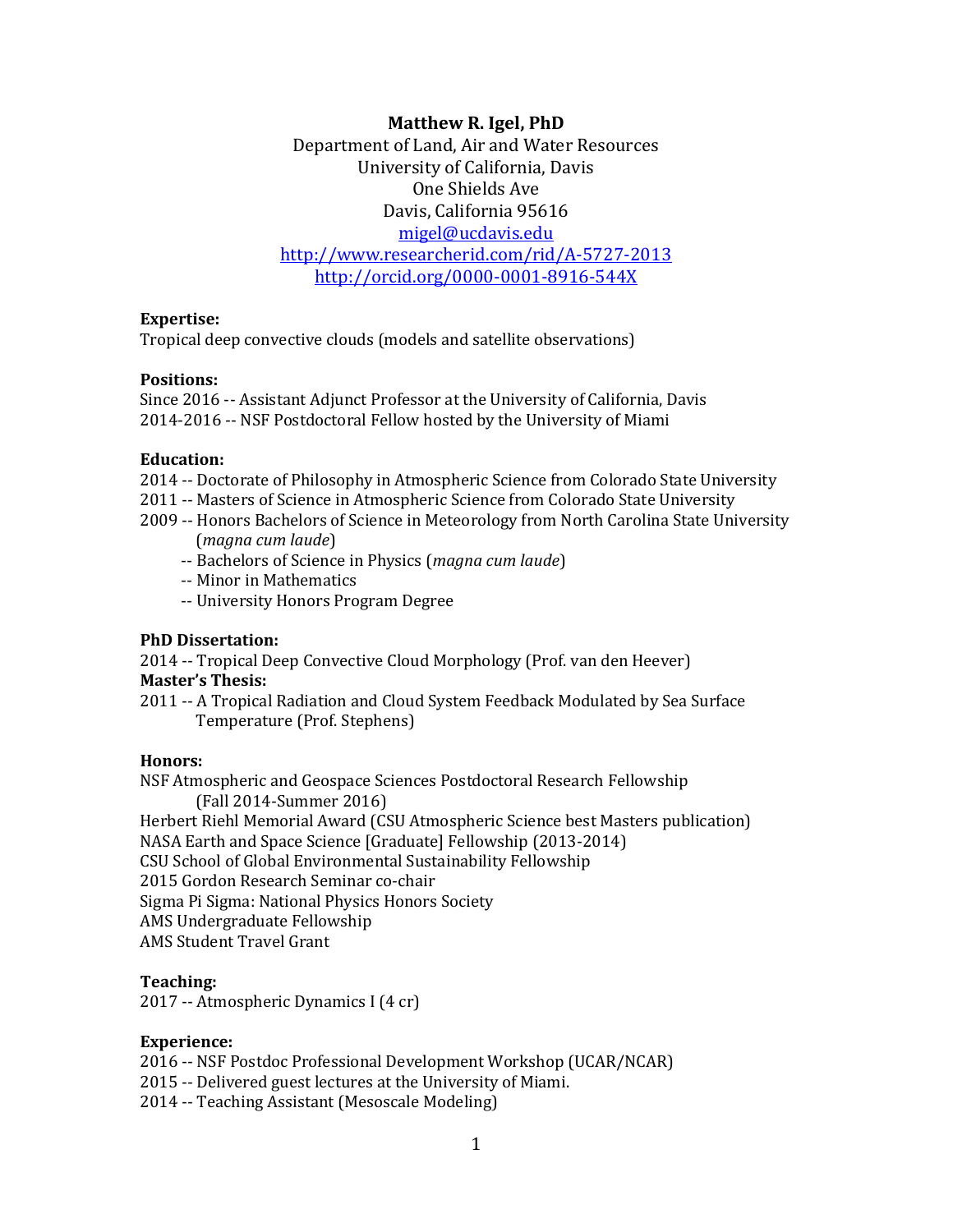# Matthew R. Igel, PhD

Department of Land, Air and Water Resources
University of California, Davis
One Shields Ave
Davis, California 95616
migel@ucdavis.edu
http://www.researcherid.com/rid/A-5727-2013
http://orcid.org/0000-0001-8916-544X

**Expertise:**
Tropical deep convective clouds (models and satellite observations)

**Positions:**
Since 2016 -- Assistant Adjunct Professor at the University of California, Davis
2014-2016 -- NSF Postdoctoral Fellow hosted by the University of Miami

**Education:**
2014 -- Doctorate of Philosophy in Atmospheric Science from Colorado State University
2011 -- Masters of Science in Atmospheric Science from Colorado State University
2009 -- Honors Bachelors of Science in Meteorology from North Carolina State University (*magna cum laude*)
-- Bachelors of Science in Physics (*magna cum laude*)
-- Minor in Mathematics
-- University Honors Program Degree

**PhD Dissertation:**
2014 -- Tropical Deep Convective Cloud Morphology (Prof. van den Heever)

**Master's Thesis:**
2011 -- A Tropical Radiation and Cloud System Feedback Modulated by Sea Surface Temperature (Prof. Stephens)

**Honors:**
NSF Atmospheric and Geospace Sciences Postdoctoral Research Fellowship (Fall 2014-Summer 2016)
Herbert Riehl Memorial Award (CSU Atmospheric Science best Masters publication)
NASA Earth and Space Science [Graduate] Fellowship (2013-2014)
CSU School of Global Environmental Sustainability Fellowship
2015 Gordon Research Seminar co-chair
Sigma Pi Sigma: National Physics Honors Society
AMS Undergraduate Fellowship
AMS Student Travel Grant

**Teaching:**
2017 -- Atmospheric Dynamics I (4 cr)

**Experience:**
2016 -- NSF Postdoc Professional Development Workshop (UCAR/NCAR)
2015 -- Delivered guest lectures at the University of Miami.
2014 -- Teaching Assistant (Mesoscale Modeling)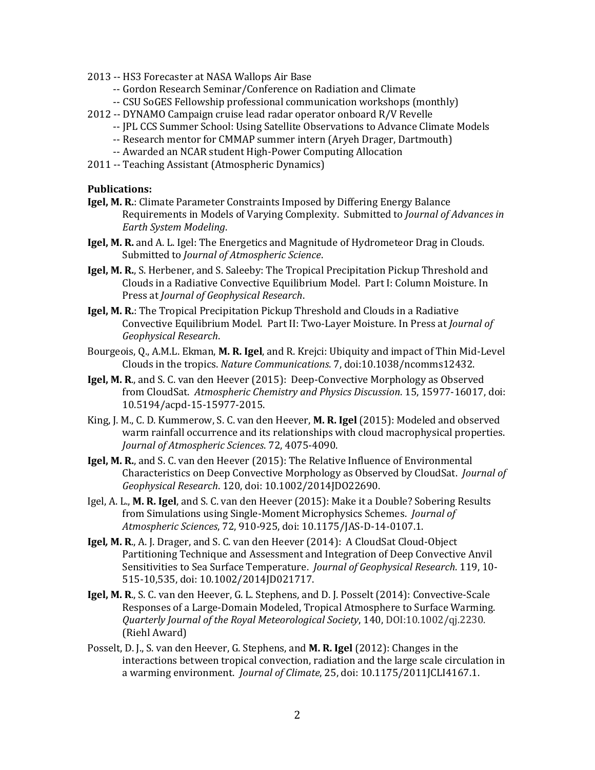2013 -- HS3 Forecaster at NASA Wallops Air Base
-- Gordon Research Seminar/Conference on Radiation and Climate
-- CSU SoGES Fellowship professional communication workshops (monthly)
2012 -- DYNAMO Campaign cruise lead radar operator onboard R/V Revelle
-- JPL CCS Summer School: Using Satellite Observations to Advance Climate Models
-- Research mentor for CMMAP summer intern (Aryeh Drager, Dartmouth)
-- Awarded an NCAR student High-Power Computing Allocation
2011 -- Teaching Assistant (Atmospheric Dynamics)

**Publications:**

**Igel, M. R.**: Climate Parameter Constraints Imposed by Differing Energy Balance Requirements in Models of Varying Complexity. Submitted to *Journal of Advances in Earth System Modeling*.

**Igel, M. R.** and A. L. Igel: The Energetics and Magnitude of Hydrometeor Drag in Clouds. Submitted to *Journal of Atmospheric Science*.

**Igel, M. R.**, S. Herbener, and S. Saleeby: The Tropical Precipitation Pickup Threshold and Clouds in a Radiative Convective Equilibrium Model. Part I: Column Moisture. In Press at *Journal of Geophysical Research*.

**Igel, M. R.**: The Tropical Precipitation Pickup Threshold and Clouds in a Radiative Convective Equilibrium Model. Part II: Two-Layer Moisture. In Press at *Journal of Geophysical Research*.

Bourgeois, Q., A.M.L. Ekman, **M. R. Igel**, and R. Krejci: Ubiquity and impact of Thin Mid-Level Clouds in the tropics. *Nature Communications*. 7, doi:10.1038/ncomms12432.

**Igel, M. R**., and S. C. van den Heever (2015): Deep-Convective Morphology as Observed from CloudSat. *Atmospheric Chemistry and Physics Discussion*. 15, 15977-16017, doi: 10.5194/acpd-15-15977-2015.

King, J. M., C. D. Kummerow, S. C. van den Heever, **M. R. Igel** (2015): Modeled and observed warm rainfall occurrence and its relationships with cloud macrophysical properties. *Journal of Atmospheric Sciences*. 72, 4075-4090.

**Igel, M. R.**, and S. C. van den Heever (2015): The Relative Influence of Environmental Characteristics on Deep Convective Morphology as Observed by CloudSat. *Journal of Geophysical Research*. 120, doi: 10.1002/2014JDO22690.

Igel, A. L., **M. R. Igel**, and S. C. van den Heever (2015): Make it a Double? Sobering Results from Simulations using Single-Moment Microphysics Schemes. *Journal of Atmospheric Sciences*, 72, 910-925, doi: 10.1175/JAS-D-14-0107.1.

**Igel, M. R**., A. J. Drager, and S. C. van den Heever (2014): A CloudSat Cloud-Object Partitioning Technique and Assessment and Integration of Deep Convective Anvil Sensitivities to Sea Surface Temperature. *Journal of Geophysical Research*. 119, 10-515-10,535, doi: 10.1002/2014JD021717.

**Igel, M. R**., S. C. van den Heever, G. L. Stephens, and D. J. Posselt (2014): Convective-Scale Responses of a Large-Domain Modeled, Tropical Atmosphere to Surface Warming. *Quarterly Journal of the Royal Meteorological Society*, 140, DOI:10.1002/qj.2230. (Riehl Award)

Posselt, D. J., S. van den Heever, G. Stephens, and **M. R. Igel** (2012): Changes in the interactions between tropical convection, radiation and the large scale circulation in a warming environment. *Journal of Climate*, 25, doi: 10.1175/2011JCLI4167.1.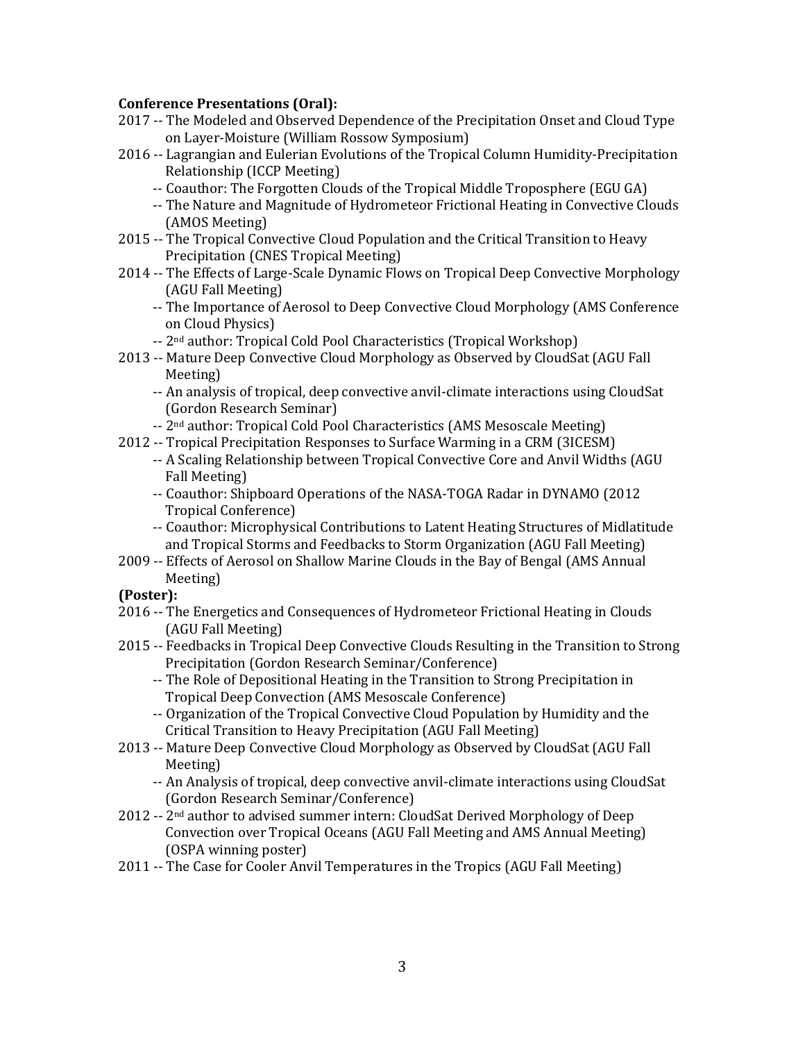**Conference Presentations (Oral):**

2017 -- The Modeled and Observed Dependence of the Precipitation Onset and Cloud Type on Layer-Moisture (William Rossow Symposium)

2016 -- Lagrangian and Eulerian Evolutions of the Tropical Column Humidity-Precipitation Relationship (ICCP Meeting)
- -- Coauthor: The Forgotten Clouds of the Tropical Middle Troposphere (EGU GA)
- -- The Nature and Magnitude of Hydrometeor Frictional Heating in Convective Clouds (AMOS Meeting)

2015 -- The Tropical Convective Cloud Population and the Critical Transition to Heavy Precipitation (CNES Tropical Meeting)

2014 -- The Effects of Large-Scale Dynamic Flows on Tropical Deep Convective Morphology (AGU Fall Meeting)
- -- The Importance of Aerosol to Deep Convective Cloud Morphology (AMS Conference on Cloud Physics)
- -- 2nd author: Tropical Cold Pool Characteristics (Tropical Workshop)

2013 -- Mature Deep Convective Cloud Morphology as Observed by CloudSat (AGU Fall Meeting)
- -- An analysis of tropical, deep convective anvil-climate interactions using CloudSat (Gordon Research Seminar)
- -- 2nd author: Tropical Cold Pool Characteristics (AMS Mesoscale Meeting)

2012 -- Tropical Precipitation Responses to Surface Warming in a CRM (3ICESM)
- -- A Scaling Relationship between Tropical Convective Core and Anvil Widths (AGU Fall Meeting)
- -- Coauthor: Shipboard Operations of the NASA-TOGA Radar in DYNAMO (2012 Tropical Conference)
- -- Coauthor: Microphysical Contributions to Latent Heating Structures of Midlatitude and Tropical Storms and Feedbacks to Storm Organization (AGU Fall Meeting)

2009 -- Effects of Aerosol on Shallow Marine Clouds in the Bay of Bengal (AMS Annual Meeting)

**(Poster):**

2016 -- The Energetics and Consequences of Hydrometeor Frictional Heating in Clouds (AGU Fall Meeting)

2015 -- Feedbacks in Tropical Deep Convective Clouds Resulting in the Transition to Strong Precipitation (Gordon Research Seminar/Conference)
- -- The Role of Depositional Heating in the Transition to Strong Precipitation in Tropical Deep Convection (AMS Mesoscale Conference)
- -- Organization of the Tropical Convective Cloud Population by Humidity and the Critical Transition to Heavy Precipitation (AGU Fall Meeting)

2013 -- Mature Deep Convective Cloud Morphology as Observed by CloudSat (AGU Fall Meeting)
- -- An Analysis of tropical, deep convective anvil-climate interactions using CloudSat (Gordon Research Seminar/Conference)

2012 -- 2nd author to advised summer intern: CloudSat Derived Morphology of Deep Convection over Tropical Oceans (AGU Fall Meeting and AMS Annual Meeting) (OSPA winning poster)

2011 -- The Case for Cooler Anvil Temperatures in the Tropics (AGU Fall Meeting)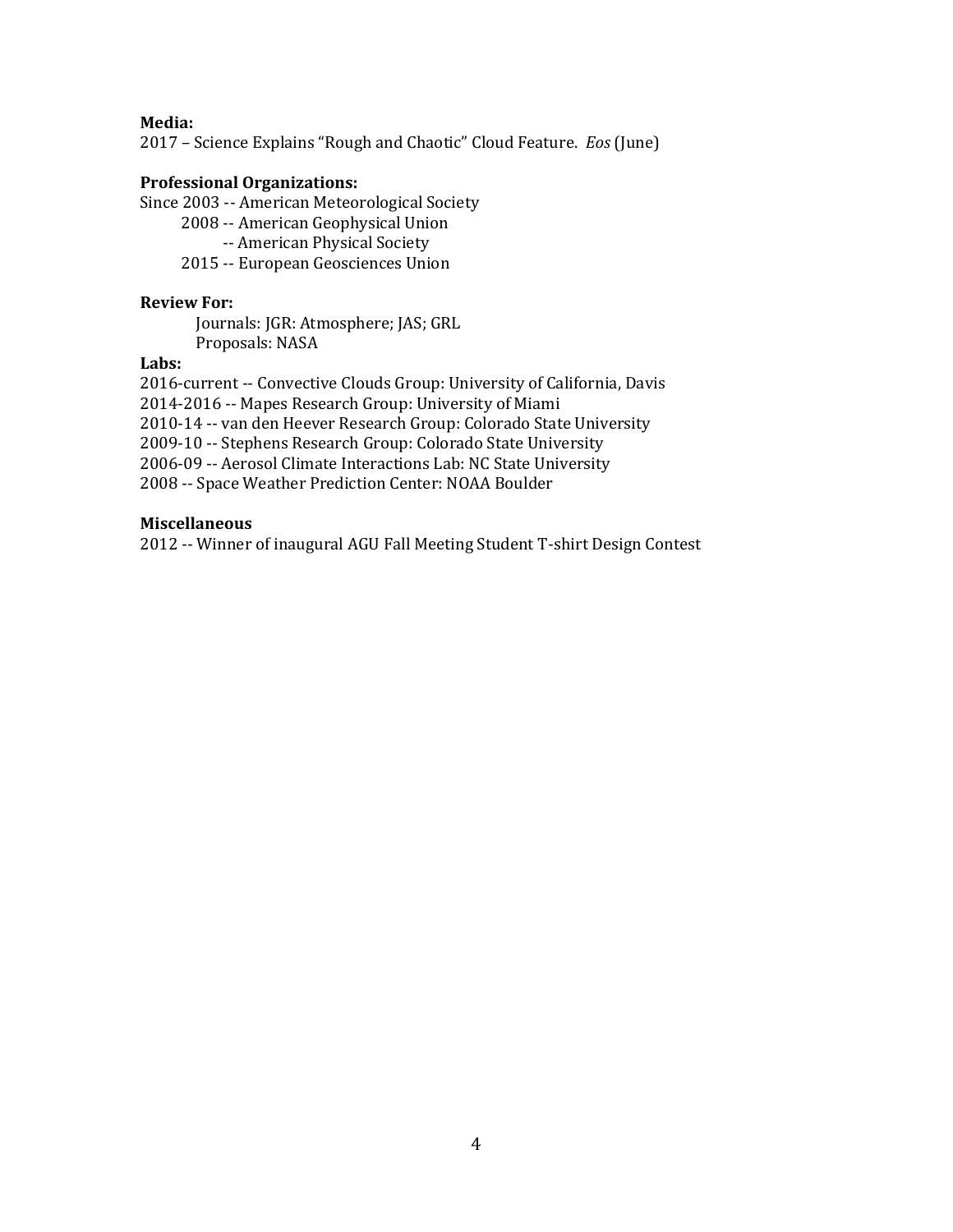**Media:**

2017 – Science Explains "Rough and Chaotic" Cloud Feature. *Eos* (June)

**Professional Organizations:**

Since 2003 -- American Meteorological Society
2008 -- American Geophysical Union
-- American Physical Society
2015 -- European Geosciences Union

**Review For:**

Journals: JGR: Atmosphere; JAS; GRL
Proposals: NASA

**Labs:**

2016-current -- Convective Clouds Group: University of California, Davis
2014-2016 -- Mapes Research Group: University of Miami
2010-14 -- van den Heever Research Group: Colorado State University
2009-10 -- Stephens Research Group: Colorado State University
2006-09 -- Aerosol Climate Interactions Lab: NC State University
2008 -- Space Weather Prediction Center: NOAA Boulder

**Miscellaneous**

2012 -- Winner of inaugural AGU Fall Meeting Student T-shirt Design Contest